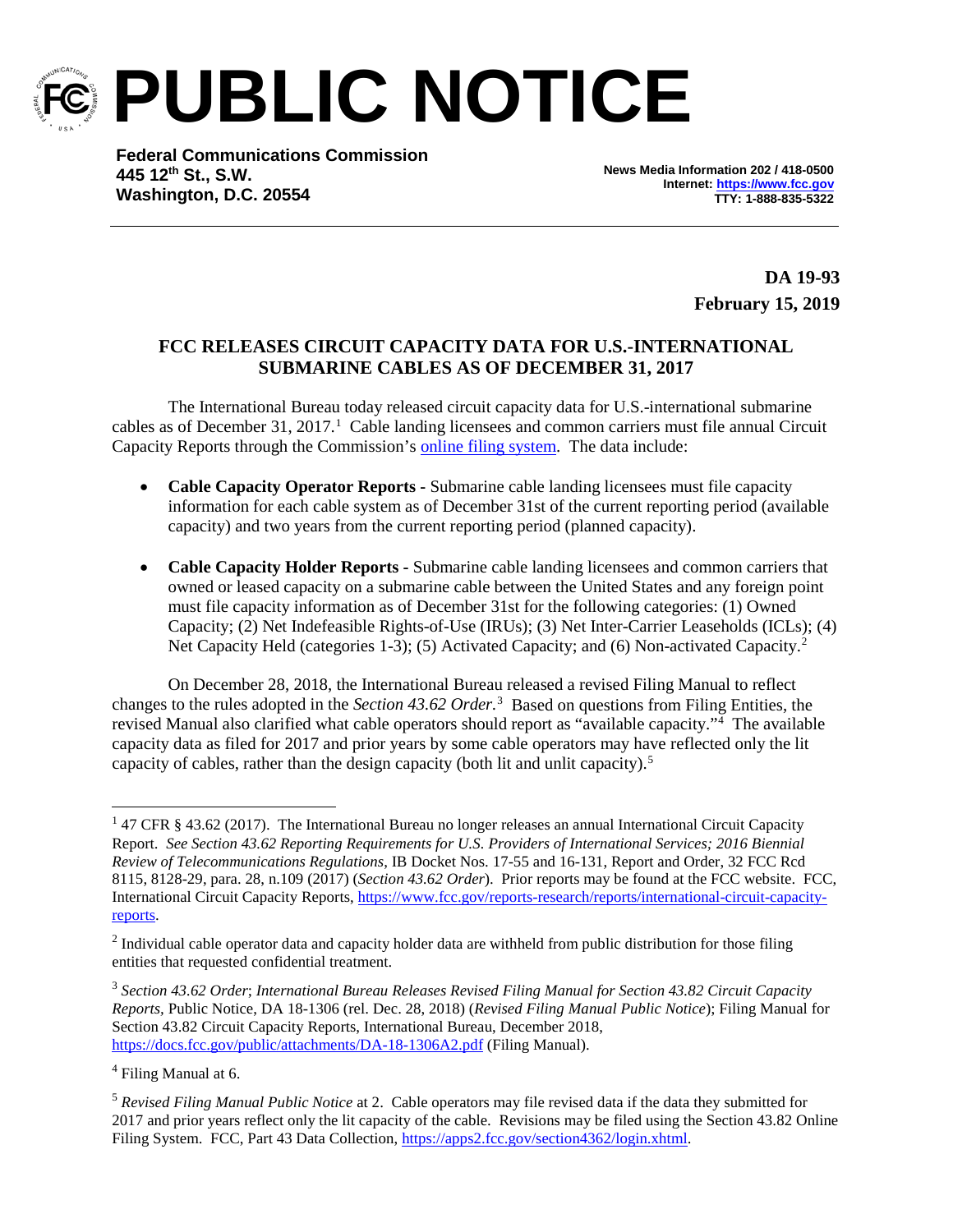# PUBLIC NOTICE

**Federal Communications Commission**
**445 12th St., S.W.**
**Washington, D.C. 20554**

**News Media Information 202 / 418-0500**
**Internet: [https://www.fcc.gov](https://www.fcc.gov)**
**TTY: 1-888-835-5322**

**DA 19-93**
**February 15, 2019**

## FCC RELEASES CIRCUIT CAPACITY DATA FOR U.S.-INTERNATIONAL SUBMARINE CABLES AS OF DECEMBER 31, 2017

The International Bureau today released circuit capacity data for U.S.-international submarine cables as of December 31, 2017.[1] Cable landing licensees and common carriers must file annual Circuit Capacity Reports through the Commission's online filing system. The data include:

- **Cable Capacity Operator Reports -** Submarine cable landing licensees must file capacity information for each cable system as of December 31st of the current reporting period (available capacity) and two years from the current reporting period (planned capacity).

- **Cable Capacity Holder Reports -** Submarine cable landing licensees and common carriers that owned or leased capacity on a submarine cable between the United States and any foreign point must file capacity information as of December 31st for the following categories: (1) Owned Capacity; (2) Net Indefeasible Rights-of-Use (IRUs); (3) Net Inter-Carrier Leaseholds (ICLs); (4) Net Capacity Held (categories 1-3); (5) Activated Capacity; and (6) Non-activated Capacity.[2]

On December 28, 2018, the International Bureau released a revised Filing Manual to reflect changes to the rules adopted in the *Section 43.62 Order*.[3] Based on questions from Filing Entities, the revised Manual also clarified what cable operators should report as "available capacity."[4] The available capacity data as filed for 2017 and prior years by some cable operators may have reflected only the lit capacity of cables, rather than the design capacity (both lit and unlit capacity).[5]

---

[1] 47 CFR § 43.62 (2017). The International Bureau no longer releases an annual International Circuit Capacity Report. *See Section 43.62 Reporting Requirements for U.S. Providers of International Services; 2016 Biennial Review of Telecommunications Regulations*, IB Docket Nos. 17-55 and 16-131, Report and Order, 32 FCC Rcd 8115, 8128-29, para. 28, n.109 (2017) (*Section 43.62 Order*). Prior reports may be found at the FCC website. FCC, International Circuit Capacity Reports, [https://www.fcc.gov/reports-research/reports/international-circuit-capacity-reports](https://www.fcc.gov/reports-research/reports/international-circuit-capacity-reports).

[2] Individual cable operator data and capacity holder data are withheld from public distribution for those filing entities that requested confidential treatment.

[3] *Section 43.62 Order*; *International Bureau Releases Revised Filing Manual for Section 43.82 Circuit Capacity Reports*, Public Notice, DA 18-1306 (rel. Dec. 28, 2018) (*Revised Filing Manual Public Notice*); Filing Manual for Section 43.82 Circuit Capacity Reports, International Bureau, December 2018, [https://docs.fcc.gov/public/attachments/DA-18-1306A2.pdf](https://docs.fcc.gov/public/attachments/DA-18-1306A2.pdf) (Filing Manual).

[4] Filing Manual at 6.

[5] *Revised Filing Manual Public Notice* at 2. Cable operators may file revised data if the data they submitted for 2017 and prior years reflect only the lit capacity of the cable. Revisions may be filed using the Section 43.82 Online Filing System. FCC, Part 43 Data Collection, [https://apps2.fcc.gov/section4362/login.xhtml](https://apps2.fcc.gov/section4362/login.xhtml).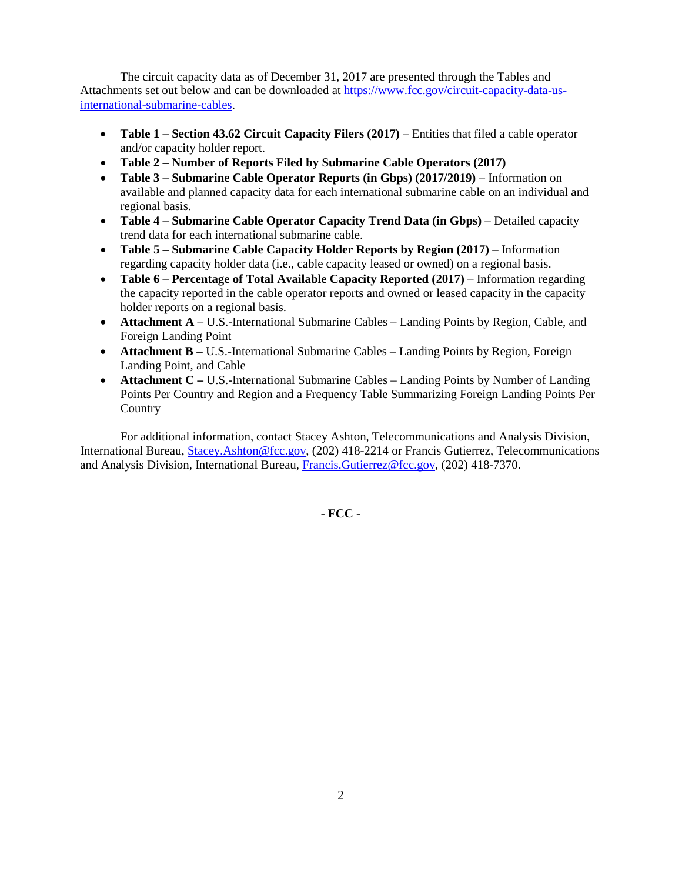The circuit capacity data as of December 31, 2017 are presented through the Tables and Attachments set out below and can be downloaded at [https://www.fcc.gov/circuit-capacity-data-us-international-submarine-cables](https://www.fcc.gov/circuit-capacity-data-us-international-submarine-cables).

- **Table 1 – Section 43.62 Circuit Capacity Filers (2017)** – Entities that filed a cable operator and/or capacity holder report.
- **Table 2 – Number of Reports Filed by Submarine Cable Operators (2017)**
- **Table 3 – Submarine Cable Operator Reports (in Gbps) (2017/2019)** – Information on available and planned capacity data for each international submarine cable on an individual and regional basis.
- **Table 4 – Submarine Cable Operator Capacity Trend Data (in Gbps)** – Detailed capacity trend data for each international submarine cable.
- **Table 5 – Submarine Cable Capacity Holder Reports by Region (2017)** – Information regarding capacity holder data (i.e., cable capacity leased or owned) on a regional basis.
- **Table 6 – Percentage of Total Available Capacity Reported (2017)** – Information regarding the capacity reported in the cable operator reports and owned or leased capacity in the capacity holder reports on a regional basis.
- **Attachment A** – U.S.-International Submarine Cables – Landing Points by Region, Cable, and Foreign Landing Point
- **Attachment B –** U.S.-International Submarine Cables – Landing Points by Region, Foreign Landing Point, and Cable
- **Attachment C –** U.S.-International Submarine Cables – Landing Points by Number of Landing Points Per Country and Region and a Frequency Table Summarizing Foreign Landing Points Per Country

For additional information, contact Stacey Ashton, Telecommunications and Analysis Division, International Bureau, [Stacey.Ashton@fcc.gov](mailto:Stacey.Ashton@fcc.gov), (202) 418-2214 or Francis Gutierrez, Telecommunications and Analysis Division, International Bureau, [Francis.Gutierrez@fcc.gov](mailto:Francis.Gutierrez@fcc.gov), (202) 418-7370.

**- FCC -**